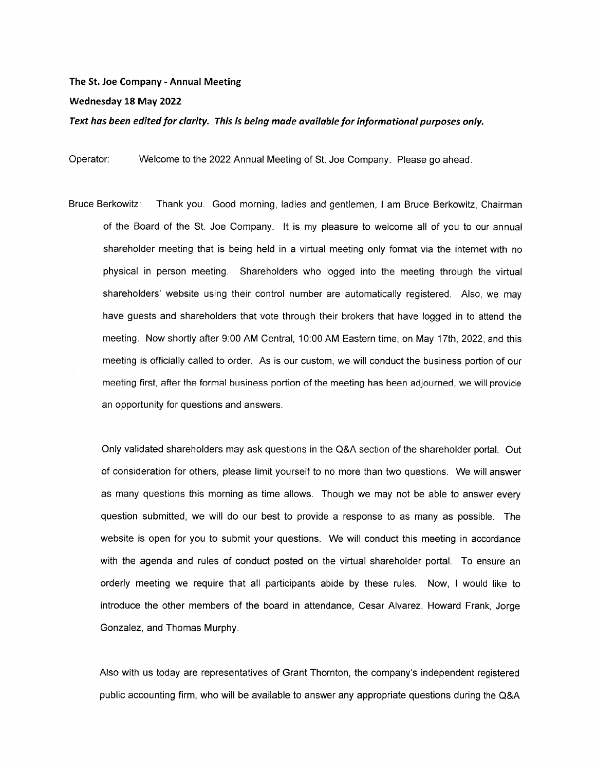**The St. Joe Company - Annual Meeting**

**Wednesday 18 May 2022**

***Text has been edited for clarity. This is being made available for informational purposes only.***

Operator: Welcome to the 2022 Annual Meeting of St. Joe Company. Please go ahead.

Bruce Berkowitz: Thank you. Good morning, ladies and gentlemen, I am Bruce Berkowitz, Chairman of the Board of the St. Joe Company. It is my pleasure to welcome all of you to our annual shareholder meeting that is being held in a virtual meeting only format via the internet with no physical in person meeting. Shareholders who logged into the meeting through the virtual shareholders' website using their control number are automatically registered. Also, we may have guests and shareholders that vote through their brokers that have logged in to attend the meeting. Now shortly after 9:00 AM Central, 10:00 AM Eastern time, on May 17th, 2022, and this meeting is officially called to order. As is our custom, we will conduct the business portion of our meeting first, after the formal business portion of the meeting has been adjourned, we will provide an opportunity for questions and answers.

Only validated shareholders may ask questions in the Q&A section of the shareholder portal. Out of consideration for others, please limit yourself to no more than two questions. We will answer as many questions this morning as time allows. Though we may not be able to answer every question submitted, we will do our best to provide a response to as many as possible. The website is open for you to submit your questions. We will conduct this meeting in accordance with the agenda and rules of conduct posted on the virtual shareholder portal. To ensure an orderly meeting we require that all participants abide by these rules. Now, I would like to introduce the other members of the board in attendance, Cesar Alvarez, Howard Frank, Jorge Gonzalez, and Thomas Murphy.

Also with us today are representatives of Grant Thornton, the company's independent registered public accounting firm, who will be available to answer any appropriate questions during the Q&A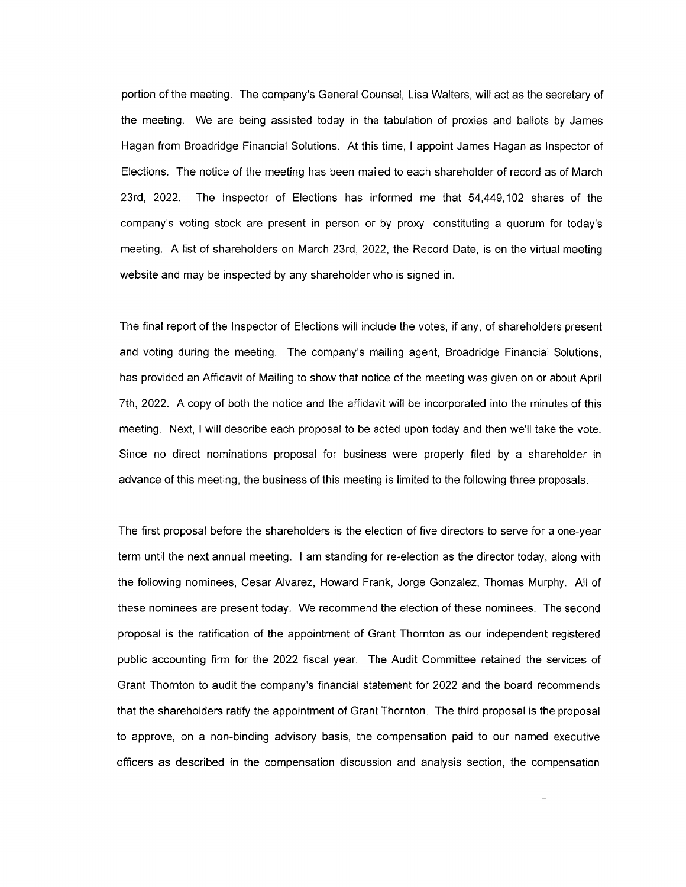portion of the meeting. The company's General Counsel, Lisa Walters, will act as the secretary of the meeting. We are being assisted today in the tabulation of proxies and ballots by James Hagan from Broadridge Financial Solutions. At this time, I appoint James Hagan as Inspector of Elections. The notice of the meeting has been mailed to each shareholder of record as of March 23rd, 2022. The Inspector of Elections has informed me that 54,449,102 shares of the company's voting stock are present in person or by proxy, constituting a quorum for today's meeting. A list of shareholders on March 23rd, 2022, the Record Date, is on the virtual meeting website and may be inspected by any shareholder who is signed in.

The final report of the Inspector of Elections will include the votes, if any, of shareholders present and voting during the meeting. The company's mailing agent, Broadridge Financial Solutions, has provided an Affidavit of Mailing to show that notice of the meeting was given on or about April 7th, 2022. A copy of both the notice and the affidavit will be incorporated into the minutes of this meeting. Next, I will describe each proposal to be acted upon today and then we'll take the vote. Since no direct nominations proposal for business were properly filed by a shareholder in advance of this meeting, the business of this meeting is limited to the following three proposals.

The first proposal before the shareholders is the election of five directors to serve for a one-year term until the next annual meeting. I am standing for re-election as the director today, along with the following nominees, Cesar Alvarez, Howard Frank, Jorge Gonzalez, Thomas Murphy. All of these nominees are present today. We recommend the election of these nominees. The second proposal is the ratification of the appointment of Grant Thornton as our independent registered public accounting firm for the 2022 fiscal year. The Audit Committee retained the services of Grant Thornton to audit the company's financial statement for 2022 and the board recommends that the shareholders ratify the appointment of Grant Thornton. The third proposal is the proposal to approve, on a non-binding advisory basis, the compensation paid to our named executive officers as described in the compensation discussion and analysis section, the compensation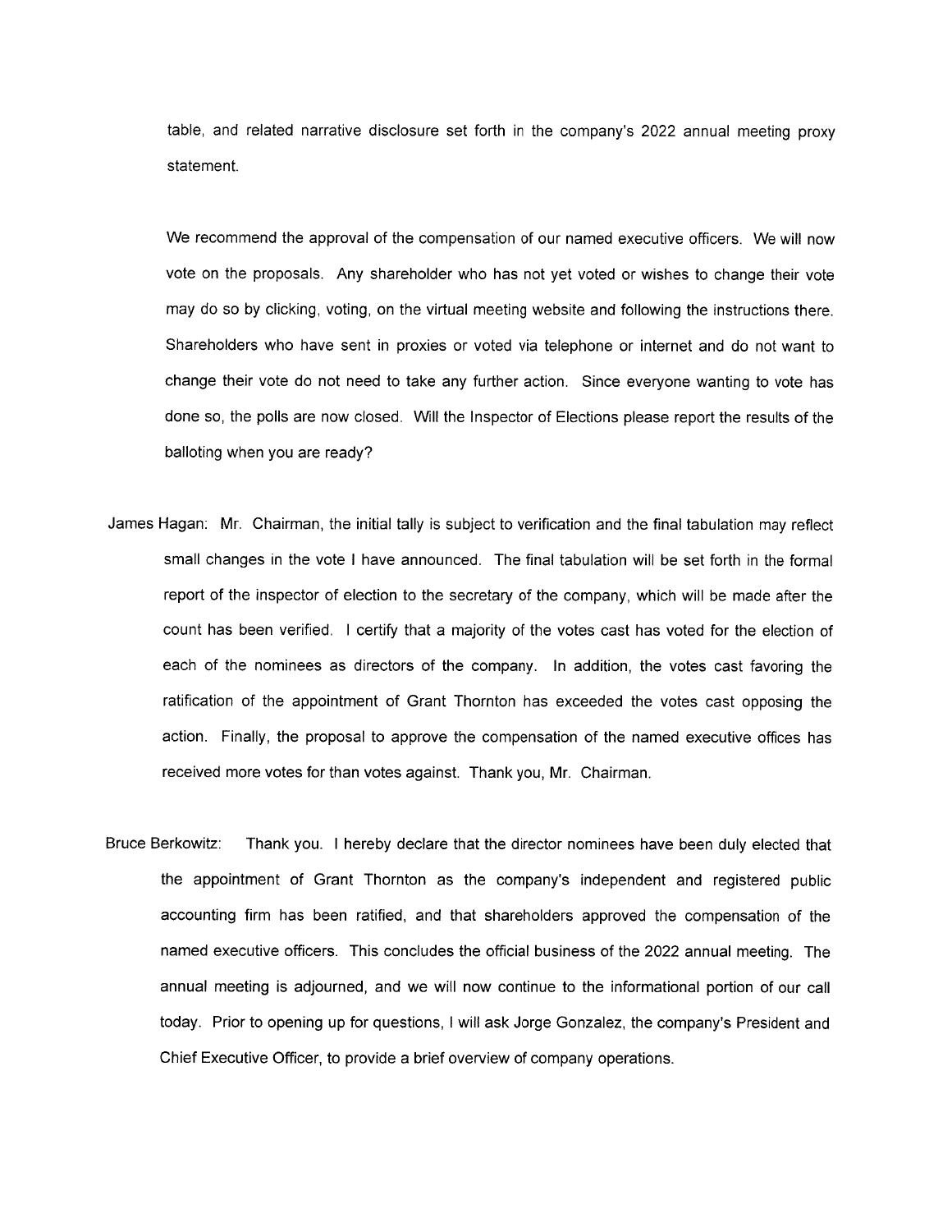table, and related narrative disclosure set forth in the company's 2022 annual meeting proxy statement.

We recommend the approval of the compensation of our named executive officers. We will now vote on the proposals. Any shareholder who has not yet voted or wishes to change their vote may do so by clicking, voting, on the virtual meeting website and following the instructions there. Shareholders who have sent in proxies or voted via telephone or internet and do not want to change their vote do not need to take any further action. Since everyone wanting to vote has done so, the polls are now closed. Will the Inspector of Elections please report the results of the balloting when you are ready?

James Hagan: Mr. Chairman, the initial tally is subject to verification and the final tabulation may reflect small changes in the vote I have announced. The final tabulation will be set forth in the formal report of the inspector of election to the secretary of the company, which will be made after the count has been verified. I certify that a majority of the votes cast has voted for the election of each of the nominees as directors of the company. In addition, the votes cast favoring the ratification of the appointment of Grant Thornton has exceeded the votes cast opposing the action. Finally, the proposal to approve the compensation of the named executive offices has received more votes for than votes against. Thank you, Mr. Chairman.

Bruce Berkowitz: Thank you. I hereby declare that the director nominees have been duly elected that the appointment of Grant Thornton as the company's independent and registered public accounting firm has been ratified, and that shareholders approved the compensation of the named executive officers. This concludes the official business of the 2022 annual meeting. The annual meeting is adjourned, and we will now continue to the informational portion of our call today. Prior to opening up for questions, I will ask Jorge Gonzalez, the company's President and Chief Executive Officer, to provide a brief overview of company operations.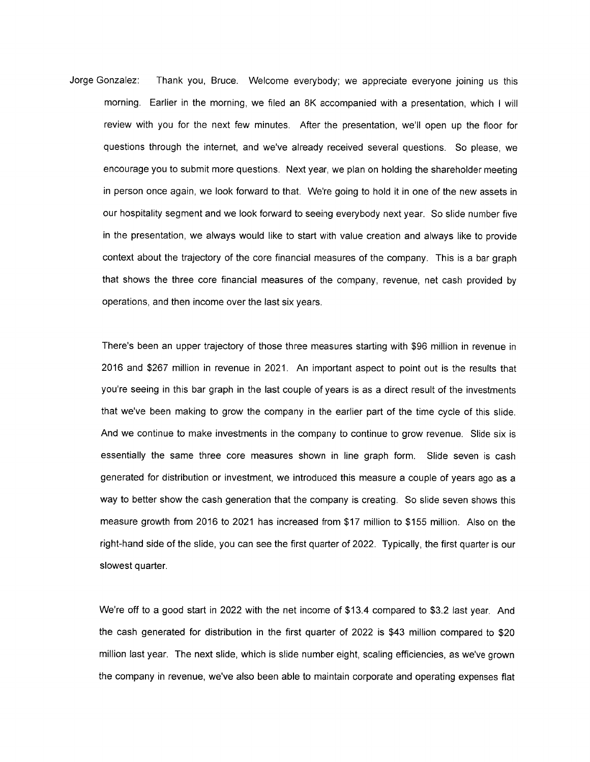Jorge Gonzalez: Thank you, Bruce. Welcome everybody; we appreciate everyone joining us this morning. Earlier in the morning, we filed an 8K accompanied with a presentation, which I will review with you for the next few minutes. After the presentation, we'll open up the floor for questions through the internet, and we've already received several questions. So please, we encourage you to submit more questions. Next year, we plan on holding the shareholder meeting in person once again, we look forward to that. We're going to hold it in one of the new assets in our hospitality segment and we look forward to seeing everybody next year. So slide number five in the presentation, we always would like to start with value creation and always like to provide context about the trajectory of the core financial measures of the company. This is a bar graph that shows the three core financial measures of the company, revenue, net cash provided by operations, and then income over the last six years.

There's been an upper trajectory of those three measures starting with $96 million in revenue in 2016 and $267 million in revenue in 2021. An important aspect to point out is the results that you're seeing in this bar graph in the last couple of years is as a direct result of the investments that we've been making to grow the company in the earlier part of the time cycle of this slide. And we continue to make investments in the company to continue to grow revenue. Slide six is essentially the same three core measures shown in line graph form. Slide seven is cash generated for distribution or investment, we introduced this measure a couple of years ago as a way to better show the cash generation that the company is creating. So slide seven shows this measure growth from 2016 to 2021 has increased from $17 million to $155 million. Also on the right-hand side of the slide, you can see the first quarter of 2022. Typically, the first quarter is our slowest quarter.

We're off to a good start in 2022 with the net income of $13.4 compared to $3.2 last year. And the cash generated for distribution in the first quarter of 2022 is $43 million compared to $20 million last year. The next slide, which is slide number eight, scaling efficiencies, as we've grown the company in revenue, we've also been able to maintain corporate and operating expenses flat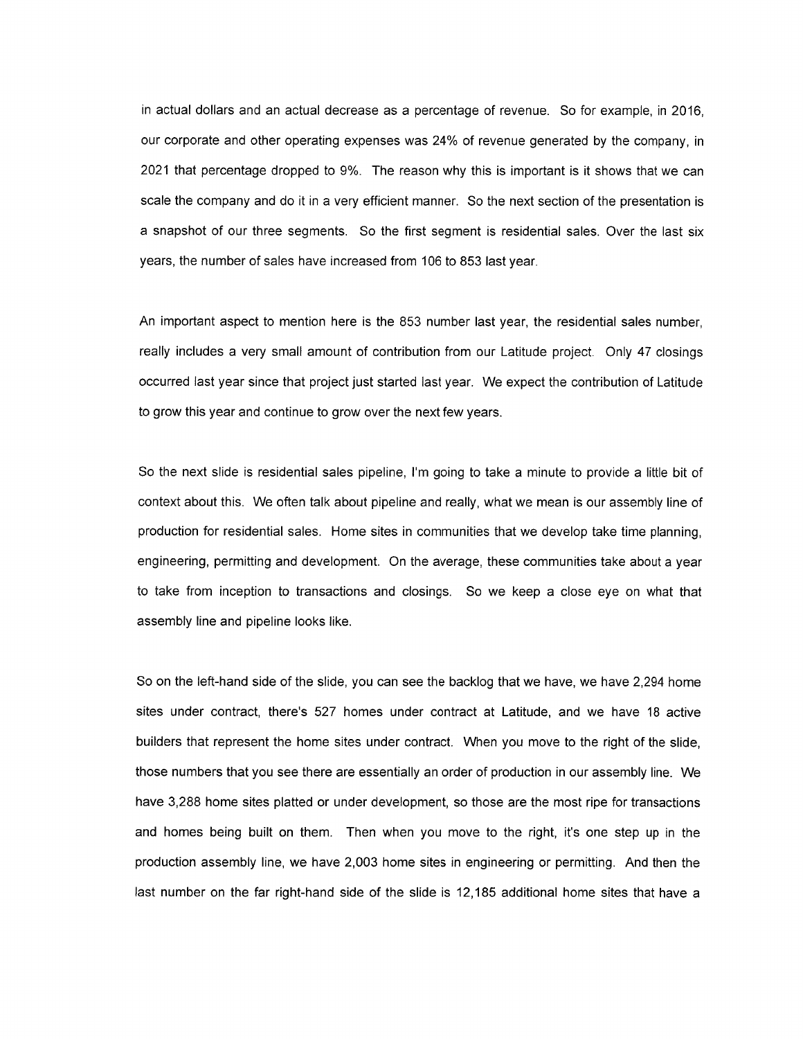in actual dollars and an actual decrease as a percentage of revenue. So for example, in 2016, our corporate and other operating expenses was 24% of revenue generated by the company, in 2021 that percentage dropped to 9%. The reason why this is important is it shows that we can scale the company and do it in a very efficient manner. So the next section of the presentation is a snapshot of our three segments. So the first segment is residential sales. Over the last six years, the number of sales have increased from 106 to 853 last year.

An important aspect to mention here is the 853 number last year, the residential sales number, really includes a very small amount of contribution from our Latitude project. Only 47 closings occurred last year since that project just started last year. We expect the contribution of Latitude to grow this year and continue to grow over the next few years.

So the next slide is residential sales pipeline, I'm going to take a minute to provide a little bit of context about this. We often talk about pipeline and really, what we mean is our assembly line of production for residential sales. Home sites in communities that we develop take time planning, engineering, permitting and development. On the average, these communities take about a year to take from inception to transactions and closings. So we keep a close eye on what that assembly line and pipeline looks like.

So on the left-hand side of the slide, you can see the backlog that we have, we have 2,294 home sites under contract, there's 527 homes under contract at Latitude, and we have 18 active builders that represent the home sites under contract. When you move to the right of the slide, those numbers that you see there are essentially an order of production in our assembly line. We have 3,288 home sites platted or under development, so those are the most ripe for transactions and homes being built on them. Then when you move to the right, it's one step up in the production assembly line, we have 2,003 home sites in engineering or permitting. And then the last number on the far right-hand side of the slide is 12,185 additional home sites that have a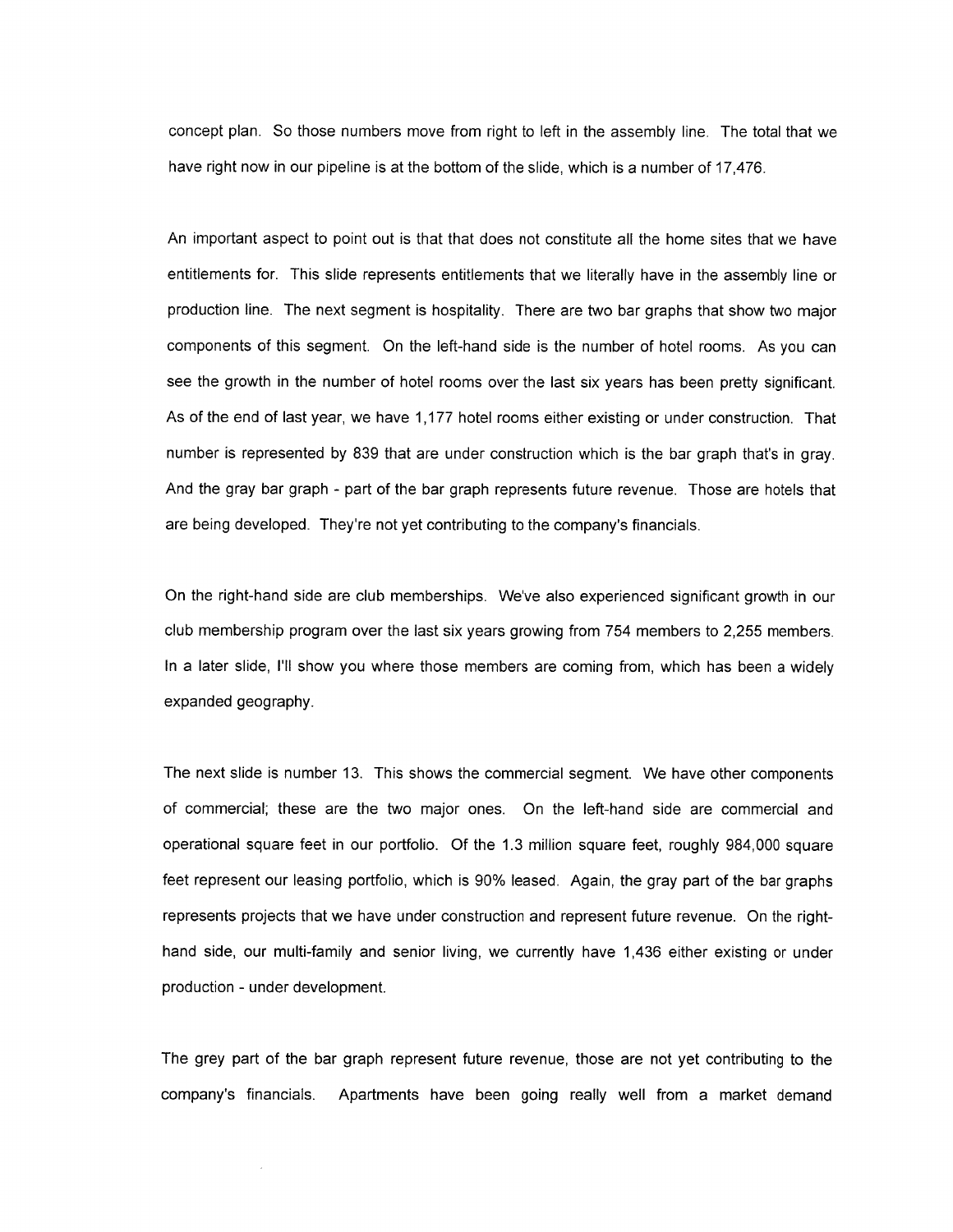concept plan. So those numbers move from right to left in the assembly line. The total that we have right now in our pipeline is at the bottom of the slide, which is a number of 17,476.

An important aspect to point out is that that does not constitute all the home sites that we have entitlements for. This slide represents entitlements that we literally have in the assembly line or production line. The next segment is hospitality. There are two bar graphs that show two major components of this segment. On the left-hand side is the number of hotel rooms. As you can see the growth in the number of hotel rooms over the last six years has been pretty significant. As of the end of last year, we have 1,177 hotel rooms either existing or under construction. That number is represented by 839 that are under construction which is the bar graph that's in gray. And the gray bar graph - part of the bar graph represents future revenue. Those are hotels that are being developed. They're not yet contributing to the company's financials.

On the right-hand side are club memberships. We've also experienced significant growth in our club membership program over the last six years growing from 754 members to 2,255 members. In a later slide, I'll show you where those members are coming from, which has been a widely expanded geography.

The next slide is number 13. This shows the commercial segment. We have other components of commercial; these are the two major ones. On the left-hand side are commercial and operational square feet in our portfolio. Of the 1.3 million square feet, roughly 984,000 square feet represent our leasing portfolio, which is 90% leased. Again, the gray part of the bar graphs represents projects that we have under construction and represent future revenue. On the right-hand side, our multi-family and senior living, we currently have 1,436 either existing or under production - under development.

The grey part of the bar graph represent future revenue, those are not yet contributing to the company's financials. Apartments have been going really well from a market demand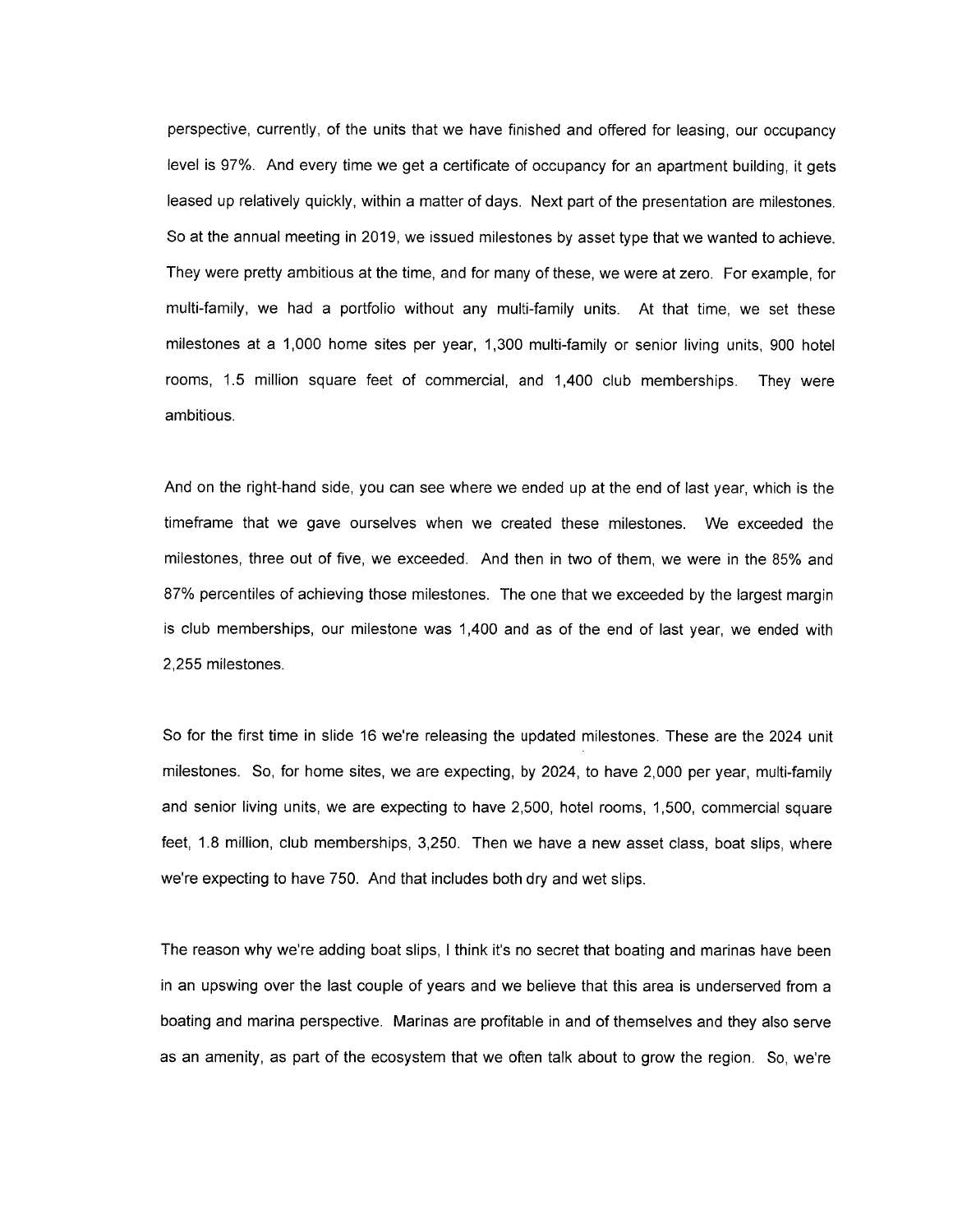perspective, currently, of the units that we have finished and offered for leasing, our occupancy level is 97%. And every time we get a certificate of occupancy for an apartment building, it gets leased up relatively quickly, within a matter of days. Next part of the presentation are milestones. So at the annual meeting in 2019, we issued milestones by asset type that we wanted to achieve. They were pretty ambitious at the time, and for many of these, we were at zero. For example, for multi-family, we had a portfolio without any multi-family units. At that time, we set these milestones at a 1,000 home sites per year, 1,300 multi-family or senior living units, 900 hotel rooms, 1.5 million square feet of commercial, and 1,400 club memberships. They were ambitious.

And on the right-hand side, you can see where we ended up at the end of last year, which is the timeframe that we gave ourselves when we created these milestones. We exceeded the milestones, three out of five, we exceeded. And then in two of them, we were in the 85% and 87% percentiles of achieving those milestones. The one that we exceeded by the largest margin is club memberships, our milestone was 1,400 and as of the end of last year, we ended with 2,255 milestones.

So for the first time in slide 16 we're releasing the updated milestones. These are the 2024 unit milestones. So, for home sites, we are expecting, by 2024, to have 2,000 per year, multi-family and senior living units, we are expecting to have 2,500, hotel rooms, 1,500, commercial square feet, 1.8 million, club memberships, 3,250. Then we have a new asset class, boat slips, where we're expecting to have 750. And that includes both dry and wet slips.

The reason why we're adding boat slips, I think it's no secret that boating and marinas have been in an upswing over the last couple of years and we believe that this area is underserved from a boating and marina perspective. Marinas are profitable in and of themselves and they also serve as an amenity, as part of the ecosystem that we often talk about to grow the region. So, we're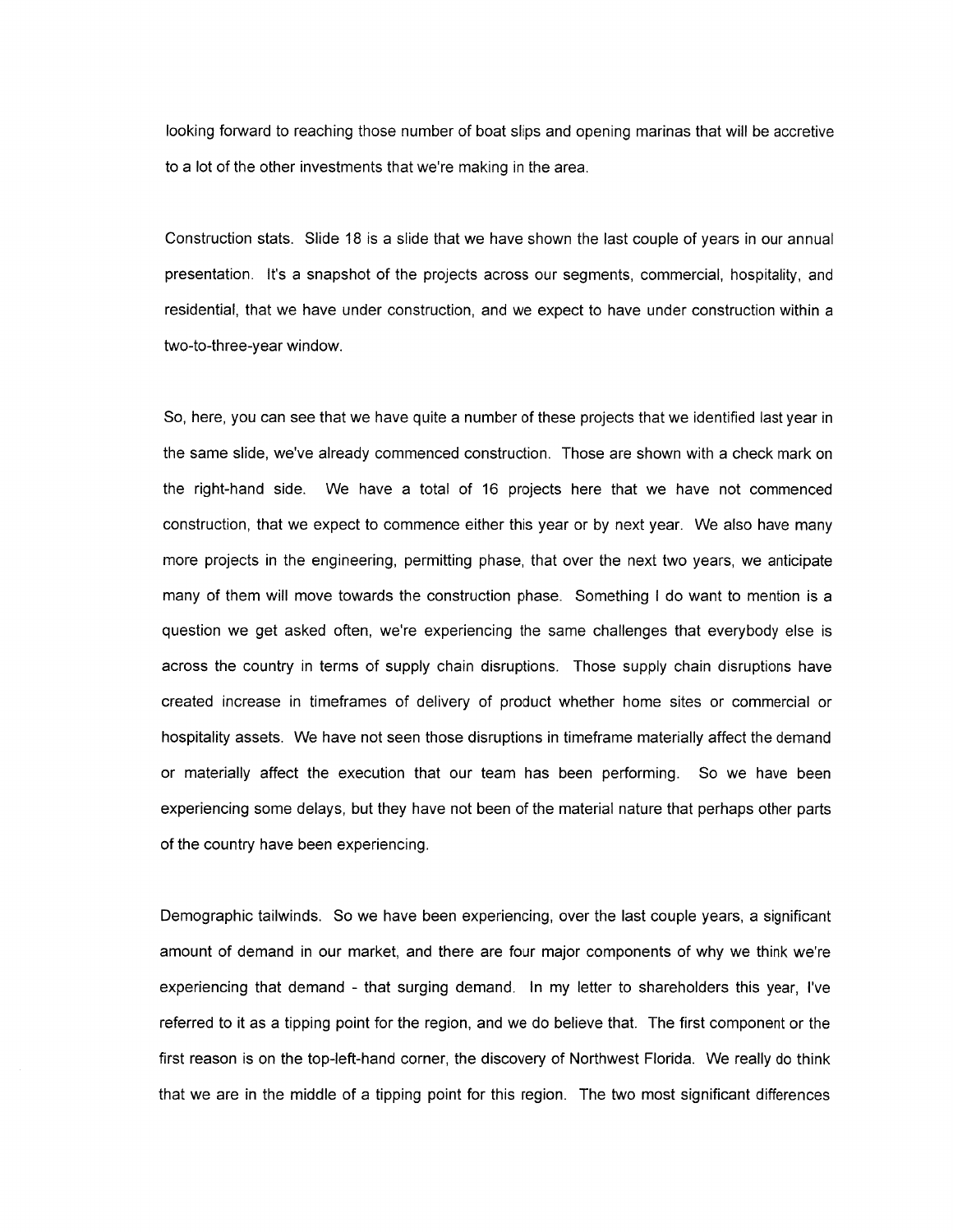looking forward to reaching those number of boat slips and opening marinas that will be accretive to a lot of the other investments that we're making in the area.

Construction stats. Slide 18 is a slide that we have shown the last couple of years in our annual presentation. It's a snapshot of the projects across our segments, commercial, hospitality, and residential, that we have under construction, and we expect to have under construction within a two-to-three-year window.

So, here, you can see that we have quite a number of these projects that we identified last year in the same slide, we've already commenced construction. Those are shown with a check mark on the right-hand side. We have a total of 16 projects here that we have not commenced construction, that we expect to commence either this year or by next year. We also have many more projects in the engineering, permitting phase, that over the next two years, we anticipate many of them will move towards the construction phase. Something I do want to mention is a question we get asked often, we're experiencing the same challenges that everybody else is across the country in terms of supply chain disruptions. Those supply chain disruptions have created increase in timeframes of delivery of product whether home sites or commercial or hospitality assets. We have not seen those disruptions in timeframe materially affect the demand or materially affect the execution that our team has been performing. So we have been experiencing some delays, but they have not been of the material nature that perhaps other parts of the country have been experiencing.

Demographic tailwinds. So we have been experiencing, over the last couple years, a significant amount of demand in our market, and there are four major components of why we think we're experiencing that demand - that surging demand. In my letter to shareholders this year, I've referred to it as a tipping point for the region, and we do believe that. The first component or the first reason is on the top-left-hand corner, the discovery of Northwest Florida. We really do think that we are in the middle of a tipping point for this region. The two most significant differences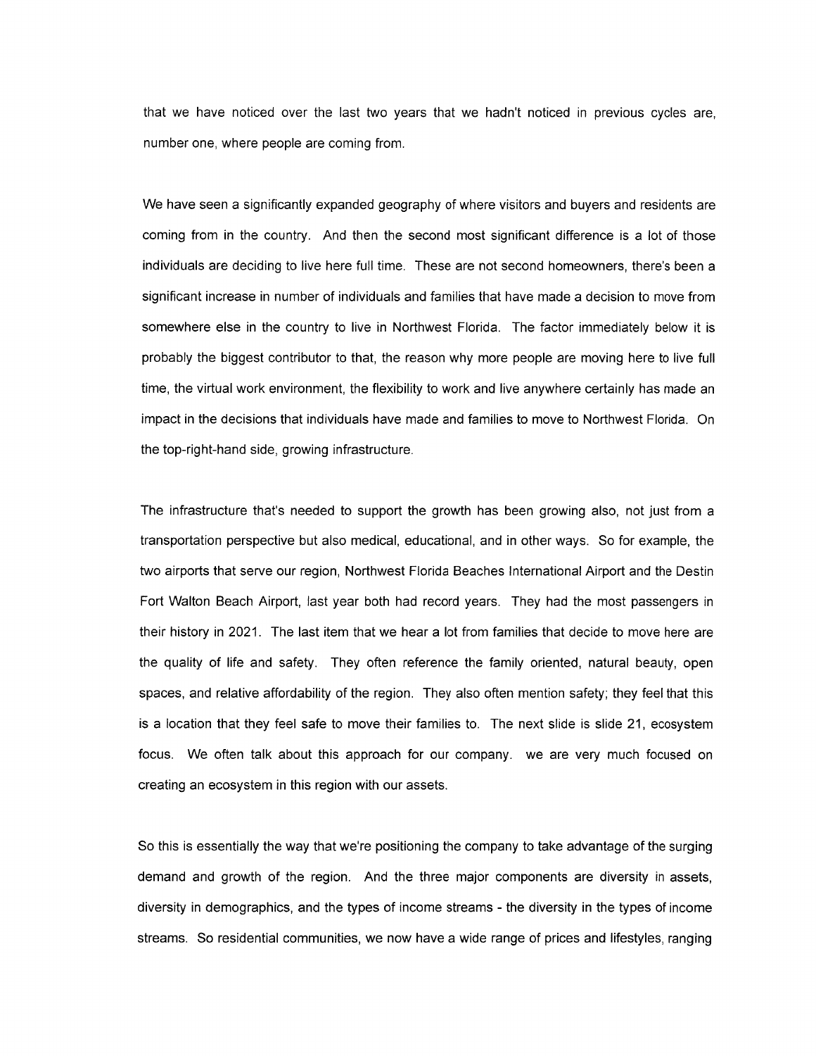that we have noticed over the last two years that we hadn't noticed in previous cycles are, number one, where people are coming from.

We have seen a significantly expanded geography of where visitors and buyers and residents are coming from in the country. And then the second most significant difference is a lot of those individuals are deciding to live here full time. These are not second homeowners, there's been a significant increase in number of individuals and families that have made a decision to move from somewhere else in the country to live in Northwest Florida. The factor immediately below it is probably the biggest contributor to that, the reason why more people are moving here to live full time, the virtual work environment, the flexibility to work and live anywhere certainly has made an impact in the decisions that individuals have made and families to move to Northwest Florida. On the top-right-hand side, growing infrastructure.

The infrastructure that's needed to support the growth has been growing also, not just from a transportation perspective but also medical, educational, and in other ways. So for example, the two airports that serve our region, Northwest Florida Beaches International Airport and the Destin Fort Walton Beach Airport, last year both had record years. They had the most passengers in their history in 2021. The last item that we hear a lot from families that decide to move here are the quality of life and safety. They often reference the family oriented, natural beauty, open spaces, and relative affordability of the region. They also often mention safety; they feel that this is a location that they feel safe to move their families to. The next slide is slide 21, ecosystem focus. We often talk about this approach for our company. we are very much focused on creating an ecosystem in this region with our assets.

So this is essentially the way that we're positioning the company to take advantage of the surging demand and growth of the region. And the three major components are diversity in assets, diversity in demographics, and the types of income streams - the diversity in the types of income streams. So residential communities, we now have a wide range of prices and lifestyles, ranging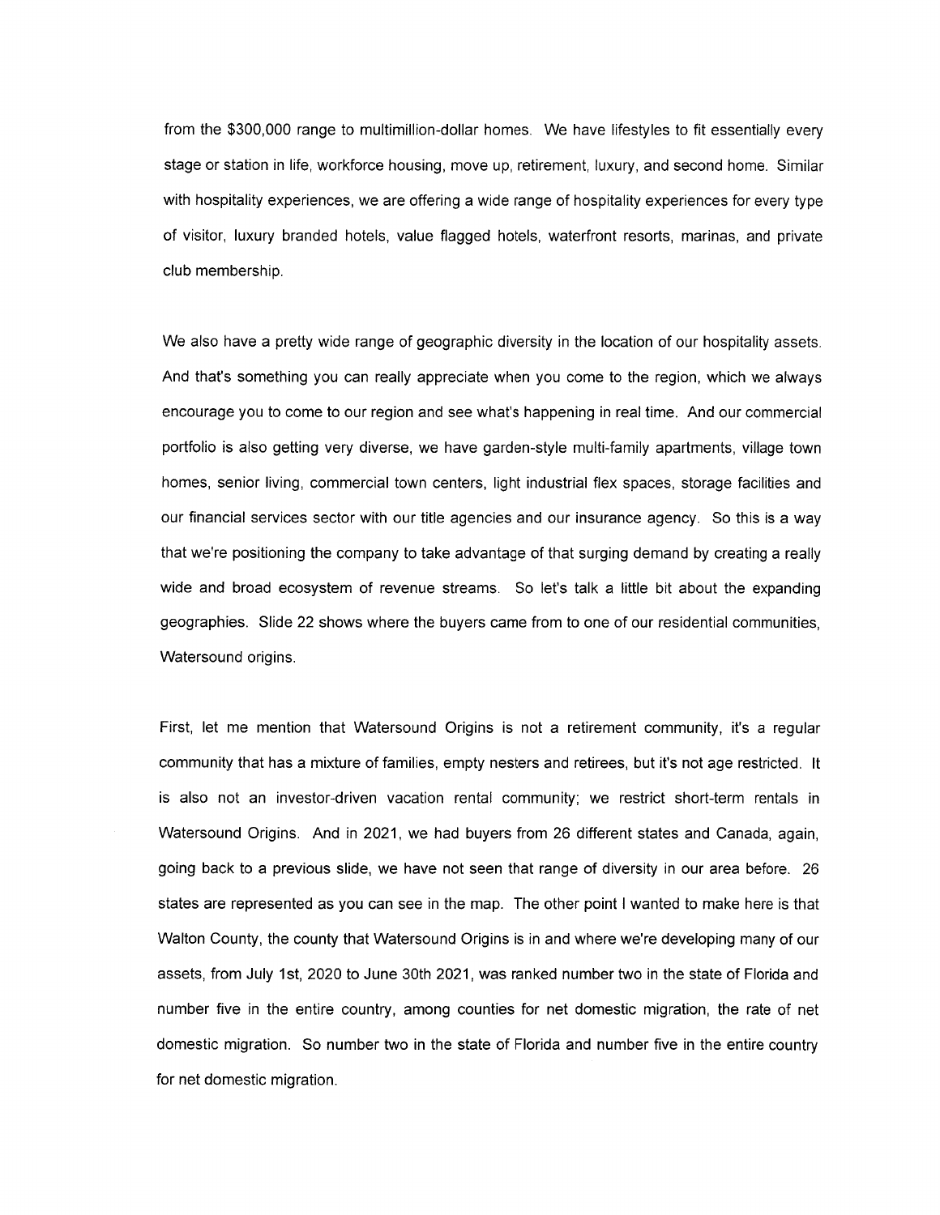from the $300,000 range to multimillion-dollar homes. We have lifestyles to fit essentially every stage or station in life, workforce housing, move up, retirement, luxury, and second home. Similar with hospitality experiences, we are offering a wide range of hospitality experiences for every type of visitor, luxury branded hotels, value flagged hotels, waterfront resorts, marinas, and private club membership.

We also have a pretty wide range of geographic diversity in the location of our hospitality assets. And that's something you can really appreciate when you come to the region, which we always encourage you to come to our region and see what's happening in real time. And our commercial portfolio is also getting very diverse, we have garden-style multi-family apartments, village town homes, senior living, commercial town centers, light industrial flex spaces, storage facilities and our financial services sector with our title agencies and our insurance agency. So this is a way that we're positioning the company to take advantage of that surging demand by creating a really wide and broad ecosystem of revenue streams. So let's talk a little bit about the expanding geographies. Slide 22 shows where the buyers came from to one of our residential communities, Watersound origins.

First, let me mention that Watersound Origins is not a retirement community, it's a regular community that has a mixture of families, empty nesters and retirees, but it's not age restricted. It is also not an investor-driven vacation rental community; we restrict short-term rentals in Watersound Origins. And in 2021, we had buyers from 26 different states and Canada, again, going back to a previous slide, we have not seen that range of diversity in our area before. 26 states are represented as you can see in the map. The other point I wanted to make here is that Walton County, the county that Watersound Origins is in and where we're developing many of our assets, from July 1st, 2020 to June 30th 2021, was ranked number two in the state of Florida and number five in the entire country, among counties for net domestic migration, the rate of net domestic migration. So number two in the state of Florida and number five in the entire country for net domestic migration.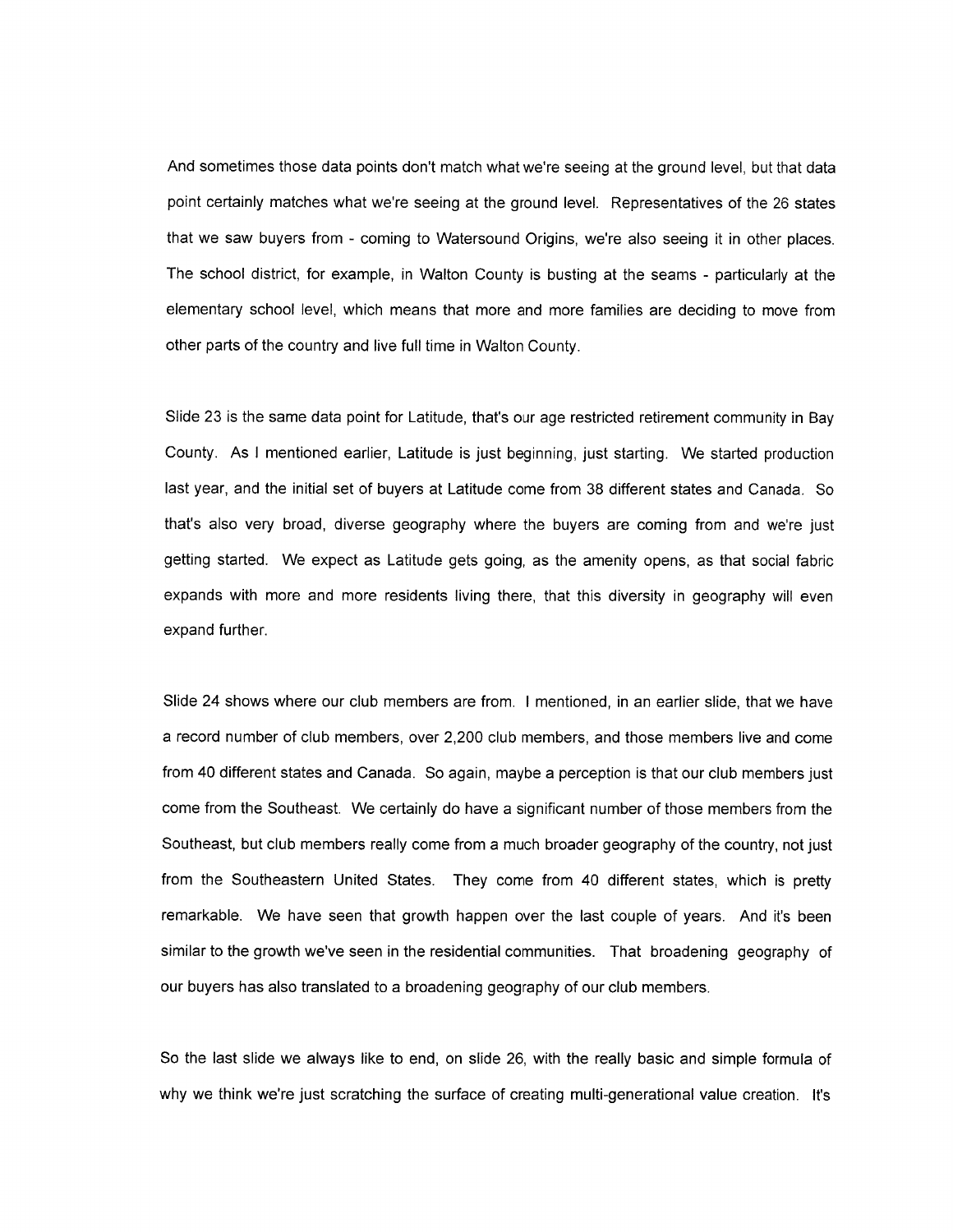And sometimes those data points don't match what we're seeing at the ground level, but that data point certainly matches what we're seeing at the ground level. Representatives of the 26 states that we saw buyers from - coming to Watersound Origins, we're also seeing it in other places. The school district, for example, in Walton County is busting at the seams - particularly at the elementary school level, which means that more and more families are deciding to move from other parts of the country and live full time in Walton County.

Slide 23 is the same data point for Latitude, that's our age restricted retirement community in Bay County. As I mentioned earlier, Latitude is just beginning, just starting. We started production last year, and the initial set of buyers at Latitude come from 38 different states and Canada. So that's also very broad, diverse geography where the buyers are coming from and we're just getting started. We expect as Latitude gets going, as the amenity opens, as that social fabric expands with more and more residents living there, that this diversity in geography will even expand further.

Slide 24 shows where our club members are from. I mentioned, in an earlier slide, that we have a record number of club members, over 2,200 club members, and those members live and come from 40 different states and Canada. So again, maybe a perception is that our club members just come from the Southeast. We certainly do have a significant number of those members from the Southeast, but club members really come from a much broader geography of the country, not just from the Southeastern United States. They come from 40 different states, which is pretty remarkable. We have seen that growth happen over the last couple of years. And it's been similar to the growth we've seen in the residential communities. That broadening geography of our buyers has also translated to a broadening geography of our club members.

So the last slide we always like to end, on slide 26, with the really basic and simple formula of why we think we're just scratching the surface of creating multi-generational value creation. It's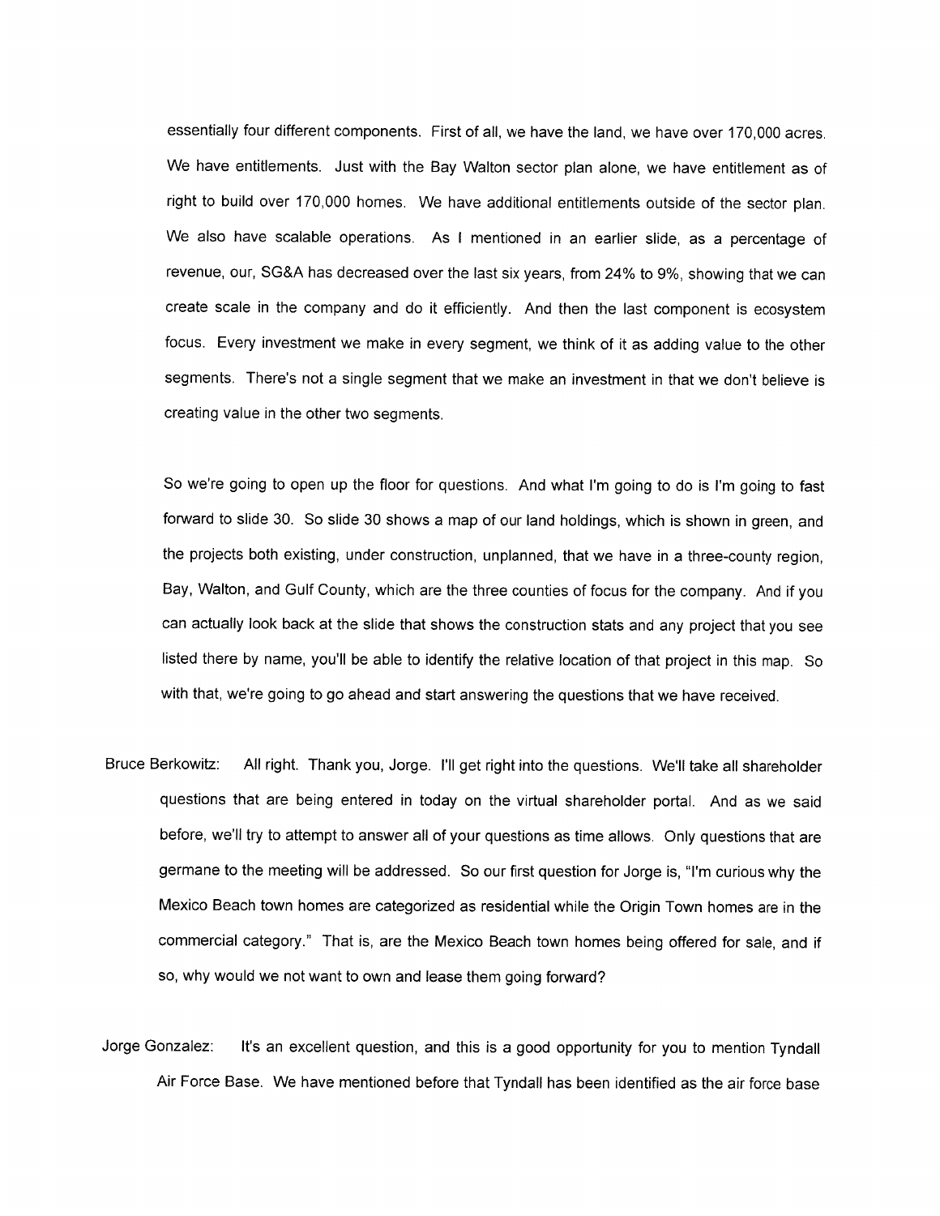essentially four different components. First of all, we have the land, we have over 170,000 acres. We have entitlements. Just with the Bay Walton sector plan alone, we have entitlement as of right to build over 170,000 homes. We have additional entitlements outside of the sector plan. We also have scalable operations. As I mentioned in an earlier slide, as a percentage of revenue, our, SG&A has decreased over the last six years, from 24% to 9%, showing that we can create scale in the company and do it efficiently. And then the last component is ecosystem focus. Every investment we make in every segment, we think of it as adding value to the other segments. There's not a single segment that we make an investment in that we don't believe is creating value in the other two segments.

So we're going to open up the floor for questions. And what I'm going to do is I'm going to fast forward to slide 30. So slide 30 shows a map of our land holdings, which is shown in green, and the projects both existing, under construction, unplanned, that we have in a three-county region, Bay, Walton, and Gulf County, which are the three counties of focus for the company. And if you can actually look back at the slide that shows the construction stats and any project that you see listed there by name, you'll be able to identify the relative location of that project in this map. So with that, we're going to go ahead and start answering the questions that we have received.

Bruce Berkowitz: All right. Thank you, Jorge. I'll get right into the questions. We'll take all shareholder questions that are being entered in today on the virtual shareholder portal. And as we said before, we'll try to attempt to answer all of your questions as time allows. Only questions that are germane to the meeting will be addressed. So our first question for Jorge is, "I'm curious why the Mexico Beach town homes are categorized as residential while the Origin Town homes are in the commercial category." That is, are the Mexico Beach town homes being offered for sale, and if so, why would we not want to own and lease them going forward?

Jorge Gonzalez: It's an excellent question, and this is a good opportunity for you to mention Tyndall Air Force Base. We have mentioned before that Tyndall has been identified as the air force base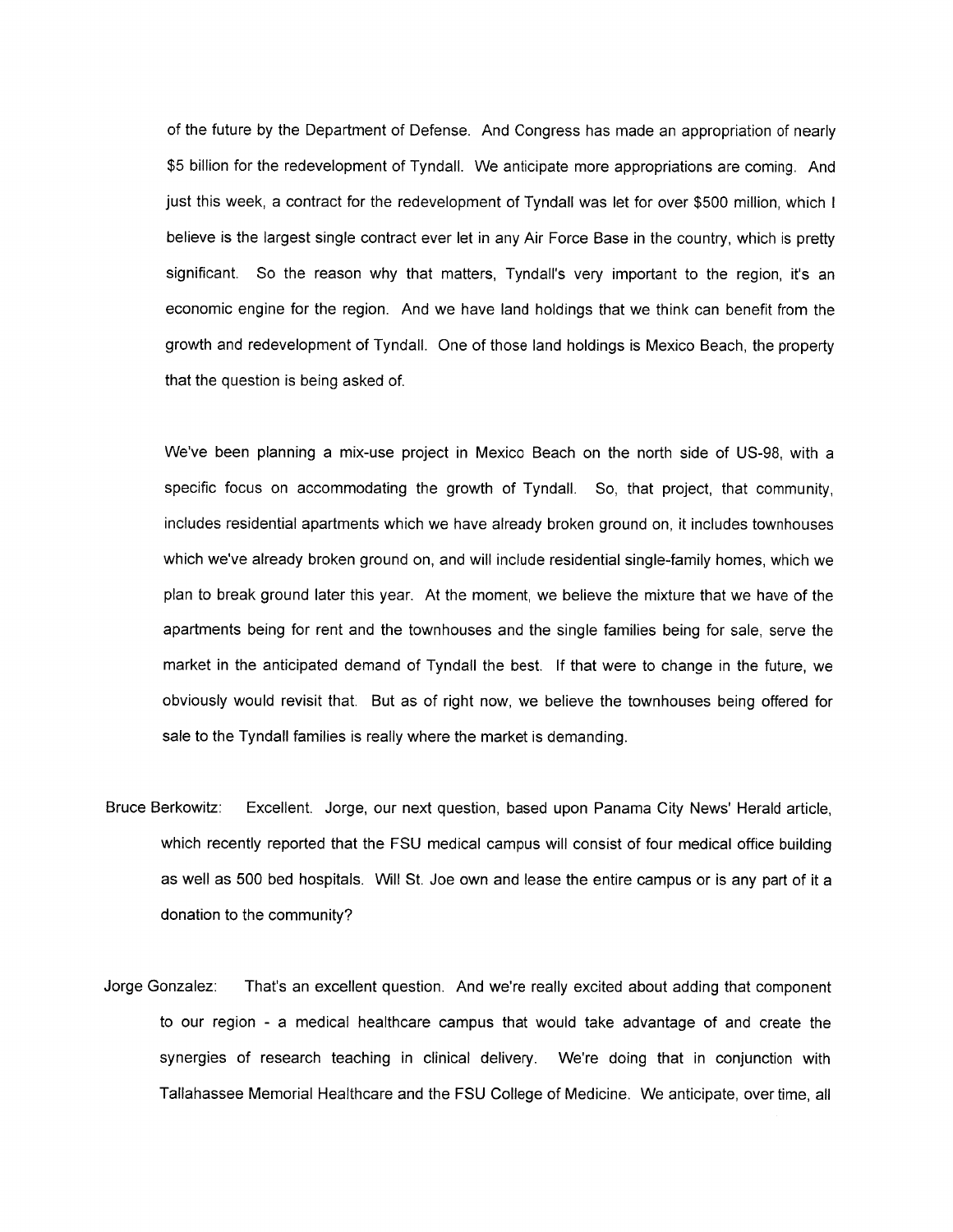of the future by the Department of Defense. And Congress has made an appropriation of nearly $5 billion for the redevelopment of Tyndall. We anticipate more appropriations are coming. And just this week, a contract for the redevelopment of Tyndall was let for over $500 million, which I believe is the largest single contract ever let in any Air Force Base in the country, which is pretty significant. So the reason why that matters, Tyndall's very important to the region, it's an economic engine for the region. And we have land holdings that we think can benefit from the growth and redevelopment of Tyndall. One of those land holdings is Mexico Beach, the property that the question is being asked of.

We've been planning a mix-use project in Mexico Beach on the north side of US-98, with a specific focus on accommodating the growth of Tyndall. So, that project, that community, includes residential apartments which we have already broken ground on, it includes townhouses which we've already broken ground on, and will include residential single-family homes, which we plan to break ground later this year. At the moment, we believe the mixture that we have of the apartments being for rent and the townhouses and the single families being for sale, serve the market in the anticipated demand of Tyndall the best. If that were to change in the future, we obviously would revisit that. But as of right now, we believe the townhouses being offered for sale to the Tyndall families is really where the market is demanding.

Bruce Berkowitz: Excellent. Jorge, our next question, based upon Panama City News' Herald article, which recently reported that the FSU medical campus will consist of four medical office building as well as 500 bed hospitals. Will St. Joe own and lease the entire campus or is any part of it a donation to the community?

Jorge Gonzalez: That's an excellent question. And we're really excited about adding that component to our region - a medical healthcare campus that would take advantage of and create the synergies of research teaching in clinical delivery. We're doing that in conjunction with Tallahassee Memorial Healthcare and the FSU College of Medicine. We anticipate, over time, all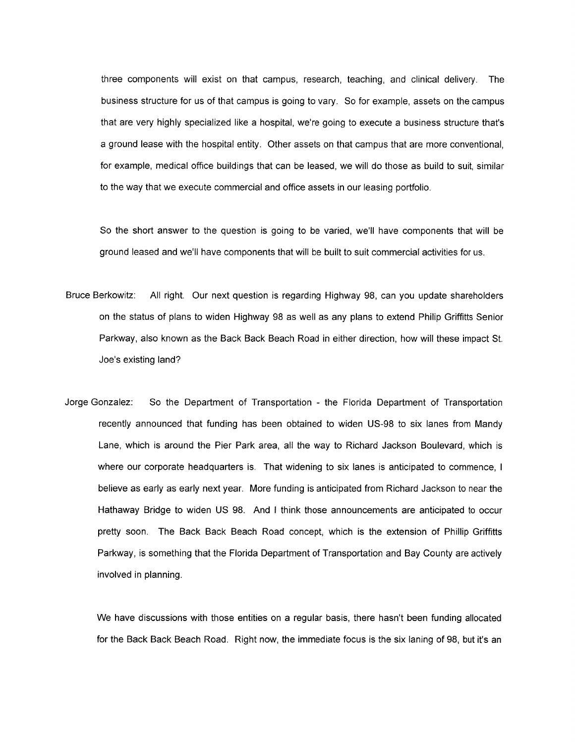three components will exist on that campus, research, teaching, and clinical delivery. The business structure for us of that campus is going to vary. So for example, assets on the campus that are very highly specialized like a hospital, we're going to execute a business structure that's a ground lease with the hospital entity. Other assets on that campus that are more conventional, for example, medical office buildings that can be leased, we will do those as build to suit, similar to the way that we execute commercial and office assets in our leasing portfolio.

So the short answer to the question is going to be varied, we'll have components that will be ground leased and we'll have components that will be built to suit commercial activities for us.

Bruce Berkowitz: All right. Our next question is regarding Highway 98, can you update shareholders on the status of plans to widen Highway 98 as well as any plans to extend Philip Griffitts Senior Parkway, also known as the Back Back Beach Road in either direction, how will these impact St. Joe's existing land?

Jorge Gonzalez: So the Department of Transportation - the Florida Department of Transportation recently announced that funding has been obtained to widen US-98 to six lanes from Mandy Lane, which is around the Pier Park area, all the way to Richard Jackson Boulevard, which is where our corporate headquarters is. That widening to six lanes is anticipated to commence, I believe as early as early next year. More funding is anticipated from Richard Jackson to near the Hathaway Bridge to widen US 98. And I think those announcements are anticipated to occur pretty soon. The Back Back Beach Road concept, which is the extension of Phillip Griffitts Parkway, is something that the Florida Department of Transportation and Bay County are actively involved in planning.

We have discussions with those entities on a regular basis, there hasn't been funding allocated for the Back Back Beach Road. Right now, the immediate focus is the six laning of 98, but it's an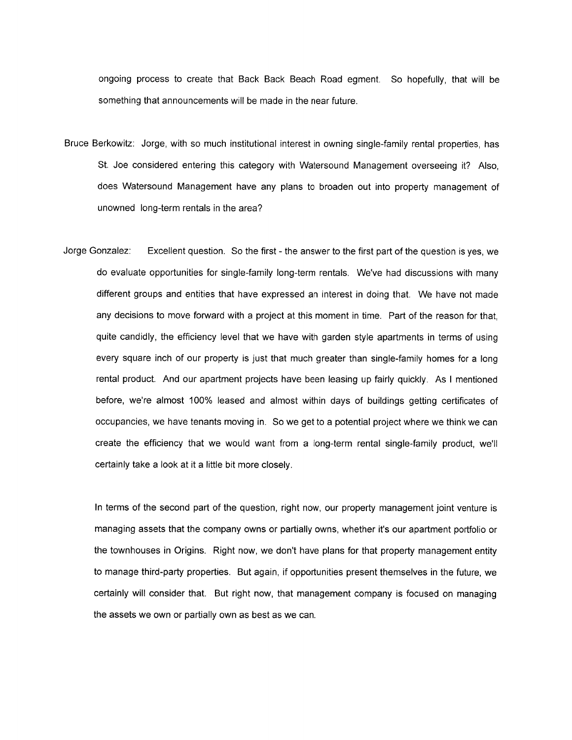ongoing process to create that Back Back Beach Road egment. So hopefully, that will be something that announcements will be made in the near future.

Bruce Berkowitz: Jorge, with so much institutional interest in owning single-family rental properties, has St. Joe considered entering this category with Watersound Management overseeing it? Also, does Watersound Management have any plans to broaden out into property management of unowned long-term rentals in the area?

Jorge Gonzalez: Excellent question. So the first - the answer to the first part of the question is yes, we do evaluate opportunities for single-family long-term rentals. We've had discussions with many different groups and entities that have expressed an interest in doing that. We have not made any decisions to move forward with a project at this moment in time. Part of the reason for that, quite candidly, the efficiency level that we have with garden style apartments in terms of using every square inch of our property is just that much greater than single-family homes for a long rental product. And our apartment projects have been leasing up fairly quickly. As I mentioned before, we're almost 100% leased and almost within days of buildings getting certificates of occupancies, we have tenants moving in. So we get to a potential project where we think we can create the efficiency that we would want from a long-term rental single-family product, we'll certainly take a look at it a little bit more closely.

In terms of the second part of the question, right now, our property management joint venture is managing assets that the company owns or partially owns, whether it's our apartment portfolio or the townhouses in Origins. Right now, we don't have plans for that property management entity to manage third-party properties. But again, if opportunities present themselves in the future, we certainly will consider that. But right now, that management company is focused on managing the assets we own or partially own as best as we can.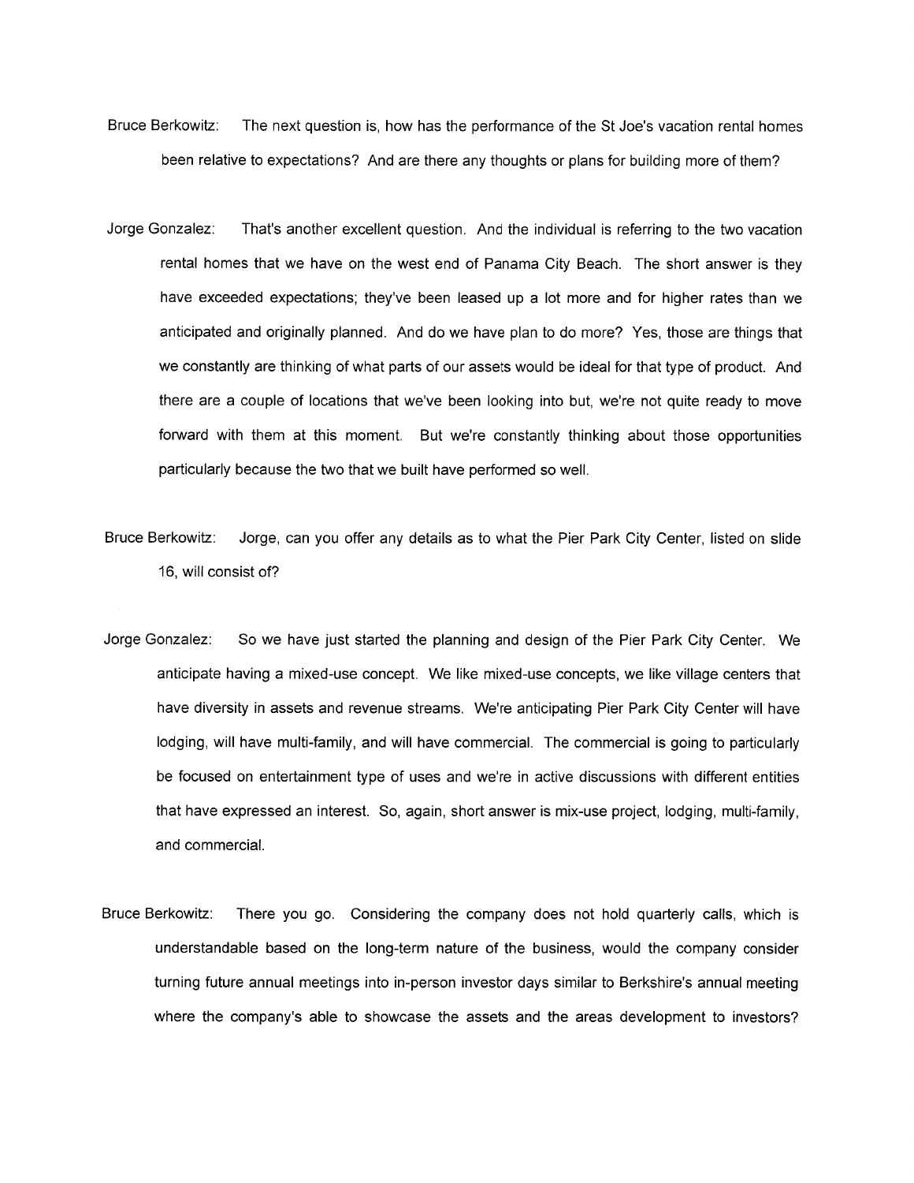Bruce Berkowitz: The next question is, how has the performance of the St Joe's vacation rental homes been relative to expectations? And are there any thoughts or plans for building more of them?

Jorge Gonzalez: That's another excellent question. And the individual is referring to the two vacation rental homes that we have on the west end of Panama City Beach. The short answer is they have exceeded expectations; they've been leased up a lot more and for higher rates than we anticipated and originally planned. And do we have plan to do more? Yes, those are things that we constantly are thinking of what parts of our assets would be ideal for that type of product. And there are a couple of locations that we've been looking into but, we're not quite ready to move forward with them at this moment. But we're constantly thinking about those opportunities particularly because the two that we built have performed so well.

Bruce Berkowitz: Jorge, can you offer any details as to what the Pier Park City Center, listed on slide 16, will consist of?

Jorge Gonzalez: So we have just started the planning and design of the Pier Park City Center. We anticipate having a mixed-use concept. We like mixed-use concepts, we like village centers that have diversity in assets and revenue streams. We're anticipating Pier Park City Center will have lodging, will have multi-family, and will have commercial. The commercial is going to particularly be focused on entertainment type of uses and we're in active discussions with different entities that have expressed an interest. So, again, short answer is mix-use project, lodging, multi-family, and commercial.

Bruce Berkowitz: There you go. Considering the company does not hold quarterly calls, which is understandable based on the long-term nature of the business, would the company consider turning future annual meetings into in-person investor days similar to Berkshire's annual meeting where the company's able to showcase the assets and the areas development to investors?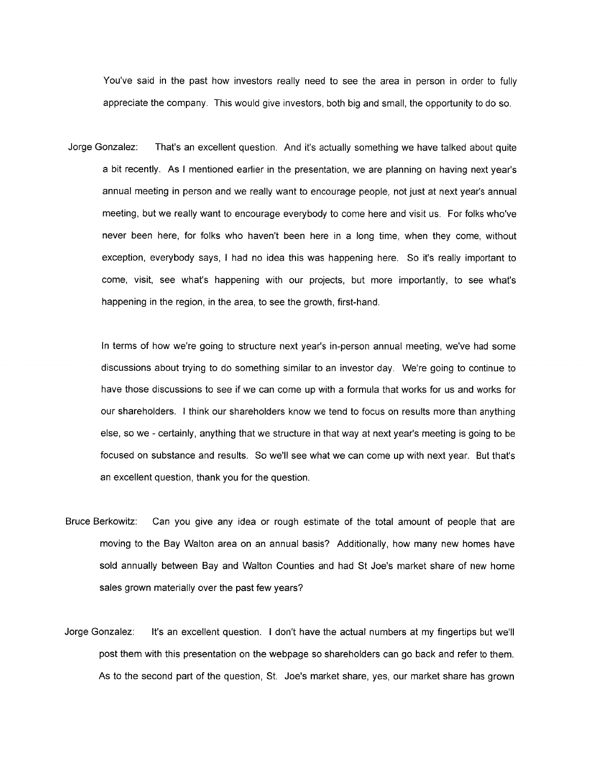You've said in the past how investors really need to see the area in person in order to fully appreciate the company. This would give investors, both big and small, the opportunity to do so.

Jorge Gonzalez: That's an excellent question. And it's actually something we have talked about quite a bit recently. As I mentioned earlier in the presentation, we are planning on having next year's annual meeting in person and we really want to encourage people, not just at next year's annual meeting, but we really want to encourage everybody to come here and visit us. For folks who've never been here, for folks who haven't been here in a long time, when they come, without exception, everybody says, I had no idea this was happening here. So it's really important to come, visit, see what's happening with our projects, but more importantly, to see what's happening in the region, in the area, to see the growth, first-hand.

In terms of how we're going to structure next year's in-person annual meeting, we've had some discussions about trying to do something similar to an investor day. We're going to continue to have those discussions to see if we can come up with a formula that works for us and works for our shareholders. I think our shareholders know we tend to focus on results more than anything else, so we - certainly, anything that we structure in that way at next year's meeting is going to be focused on substance and results. So we'll see what we can come up with next year. But that's an excellent question, thank you for the question.

Bruce Berkowitz: Can you give any idea or rough estimate of the total amount of people that are moving to the Bay Walton area on an annual basis? Additionally, how many new homes have sold annually between Bay and Walton Counties and had St Joe's market share of new home sales grown materially over the past few years?

Jorge Gonzalez: It's an excellent question. I don't have the actual numbers at my fingertips but we'll post them with this presentation on the webpage so shareholders can go back and refer to them. As to the second part of the question, St. Joe's market share, yes, our market share has grown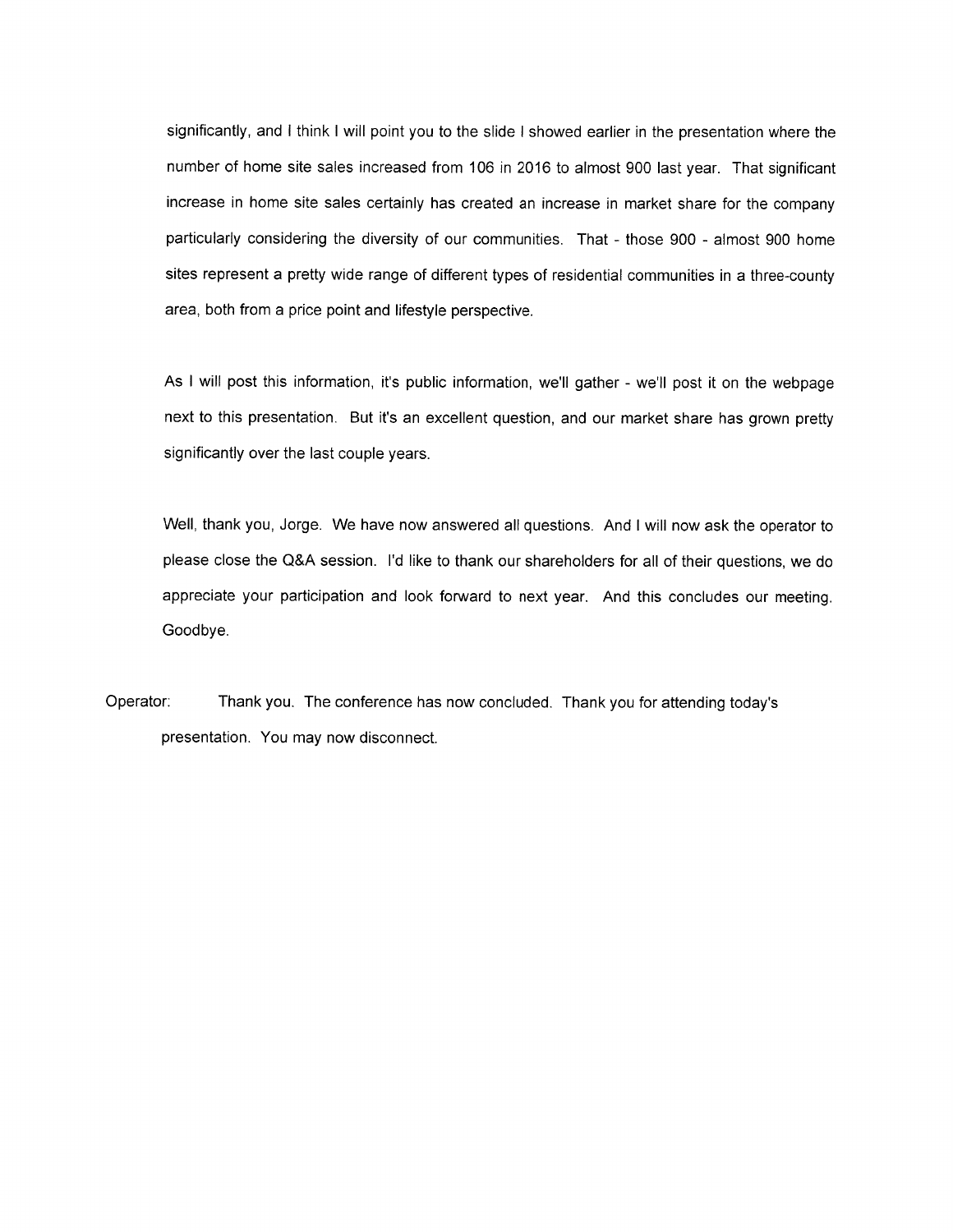significantly, and I think I will point you to the slide I showed earlier in the presentation where the number of home site sales increased from 106 in 2016 to almost 900 last year. That significant increase in home site sales certainly has created an increase in market share for the company particularly considering the diversity of our communities. That - those 900 - almost 900 home sites represent a pretty wide range of different types of residential communities in a three-county area, both from a price point and lifestyle perspective.

As I will post this information, it's public information, we'll gather - we'll post it on the webpage next to this presentation. But it's an excellent question, and our market share has grown pretty significantly over the last couple years.

Well, thank you, Jorge. We have now answered all questions. And I will now ask the operator to please close the Q&A session. I'd like to thank our shareholders for all of their questions, we do appreciate your participation and look forward to next year. And this concludes our meeting. Goodbye.

Operator: Thank you. The conference has now concluded. Thank you for attending today's presentation. You may now disconnect.